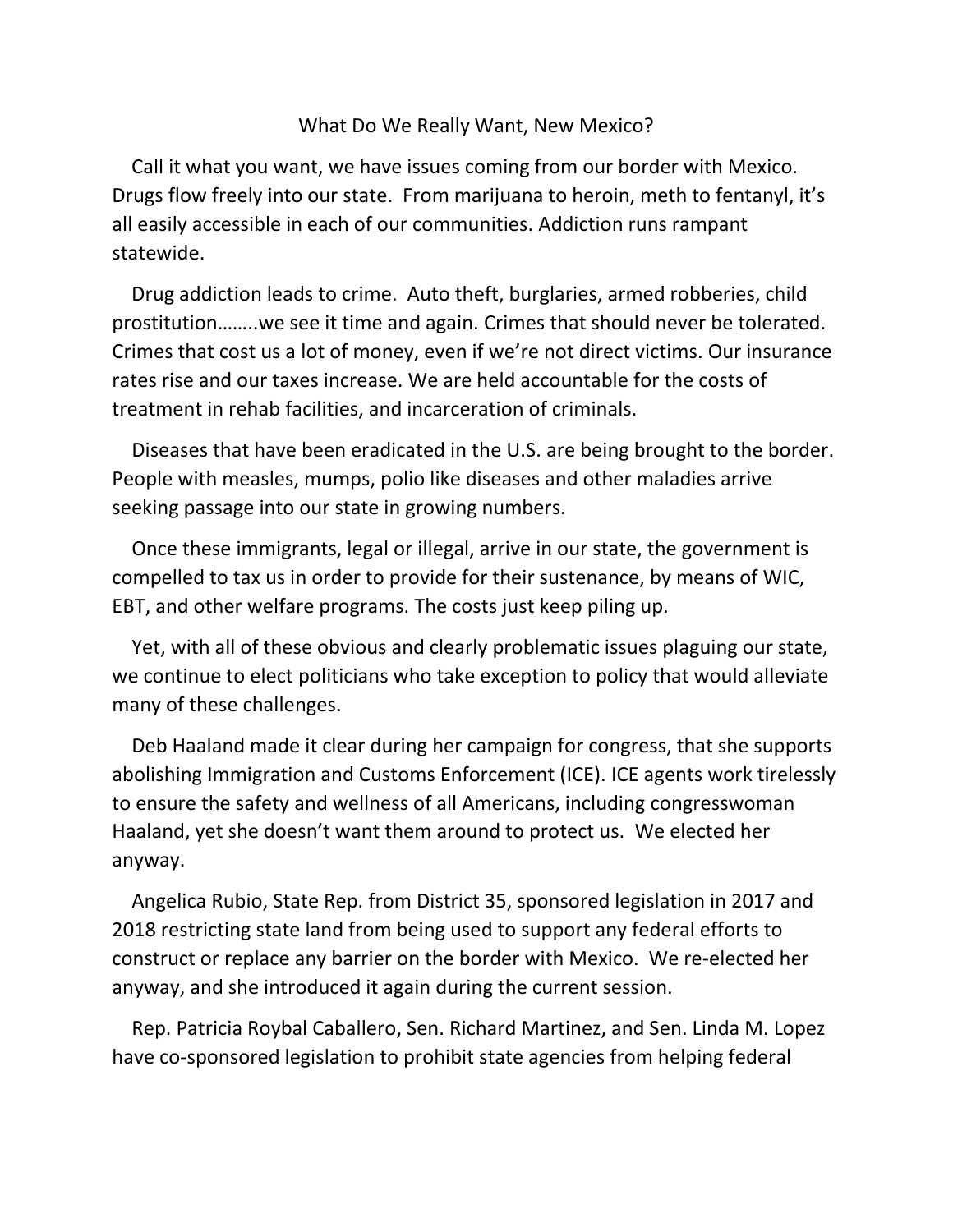# What Do We Really Want, New Mexico?

Call it what you want, we have issues coming from our border with Mexico. Drugs flow freely into our state. From marijuana to heroin, meth to fentanyl, it's all easily accessible in each of our communities. Addiction runs rampant statewide.

Drug addiction leads to crime. Auto theft, burglaries, armed robberies, child prostitution……..we see it time and again. Crimes that should never be tolerated. Crimes that cost us a lot of money, even if we're not direct victims. Our insurance rates rise and our taxes increase. We are held accountable for the costs of treatment in rehab facilities, and incarceration of criminals.

Diseases that have been eradicated in the U.S. are being brought to the border. People with measles, mumps, polio like diseases and other maladies arrive seeking passage into our state in growing numbers.

Once these immigrants, legal or illegal, arrive in our state, the government is compelled to tax us in order to provide for their sustenance, by means of WIC, EBT, and other welfare programs. The costs just keep piling up.

Yet, with all of these obvious and clearly problematic issues plaguing our state, we continue to elect politicians who take exception to policy that would alleviate many of these challenges.

Deb Haaland made it clear during her campaign for congress, that she supports abolishing Immigration and Customs Enforcement (ICE). ICE agents work tirelessly to ensure the safety and wellness of all Americans, including congresswoman Haaland, yet she doesn't want them around to protect us. We elected her anyway.

Angelica Rubio, State Rep. from District 35, sponsored legislation in 2017 and 2018 restricting state land from being used to support any federal efforts to construct or replace any barrier on the border with Mexico. We re-elected her anyway, and she introduced it again during the current session.

Rep. Patricia Roybal Caballero, Sen. Richard Martinez, and Sen. Linda M. Lopez have co-sponsored legislation to prohibit state agencies from helping federal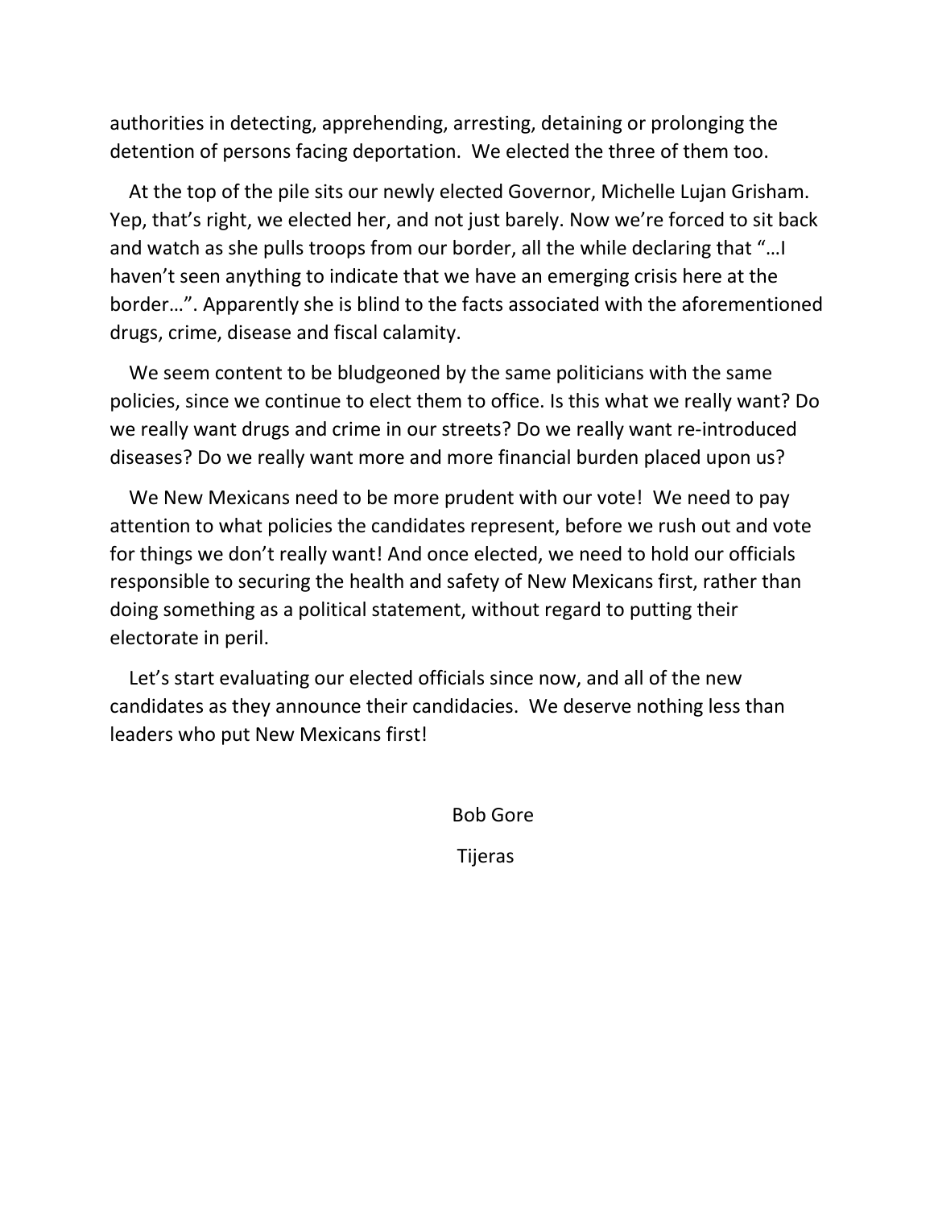authorities in detecting, apprehending, arresting, detaining or prolonging the detention of persons facing deportation. We elected the three of them too.

At the top of the pile sits our newly elected Governor, Michelle Lujan Grisham. Yep, that's right, we elected her, and not just barely. Now we're forced to sit back and watch as she pulls troops from our border, all the while declaring that "…I haven't seen anything to indicate that we have an emerging crisis here at the border…". Apparently she is blind to the facts associated with the aforementioned drugs, crime, disease and fiscal calamity.

We seem content to be bludgeoned by the same politicians with the same policies, since we continue to elect them to office. Is this what we really want? Do we really want drugs and crime in our streets? Do we really want re-introduced diseases? Do we really want more and more financial burden placed upon us?

We New Mexicans need to be more prudent with our vote! We need to pay attention to what policies the candidates represent, before we rush out and vote for things we don't really want! And once elected, we need to hold our officials responsible to securing the health and safety of New Mexicans first, rather than doing something as a political statement, without regard to putting their electorate in peril.

Let's start evaluating our elected officials since now, and all of the new candidates as they announce their candidacies. We deserve nothing less than leaders who put New Mexicans first!

Bob Gore

Tijeras